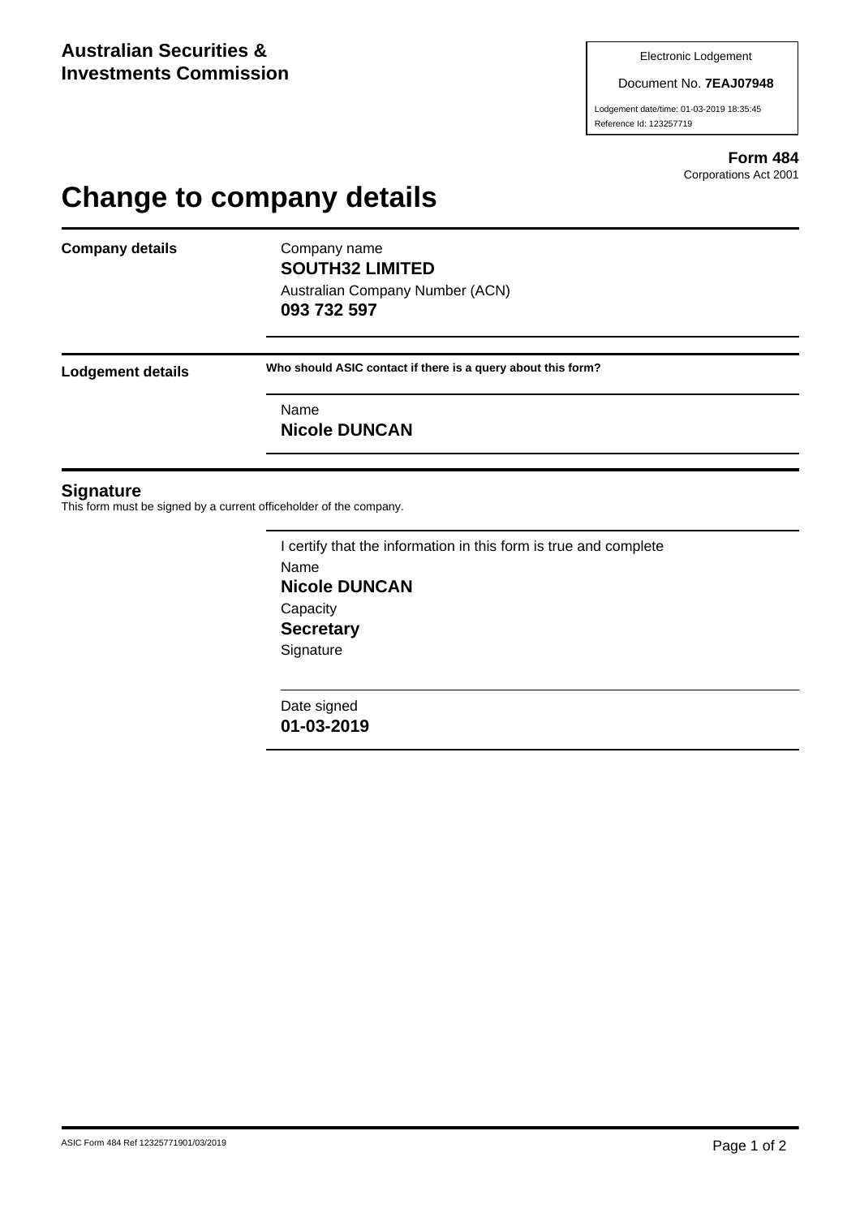**Australian Securities & Investments Commission**

Electronic Lodgement

Document No. **7EAJ07948**

Lodgement date/time: 01-03-2019 18:35:45
Reference Id: 123257719

**Form 484**
Corporations Act 2001

# Change to company details

**Company details**

Company name
**SOUTH32 LIMITED**

Australian Company Number (ACN)
**093 732 597**

**Lodgement details**

**Who should ASIC contact if there is a query about this form?**

Name
**Nicole DUNCAN**

## Signature

This form must be signed by a current officeholder of the company.

I certify that the information in this form is true and complete

Name
**Nicole DUNCAN**

Capacity
**Secretary**

Signature

Date signed
**01-03-2019**

ASIC Form 484 Ref 12325771901/03/2019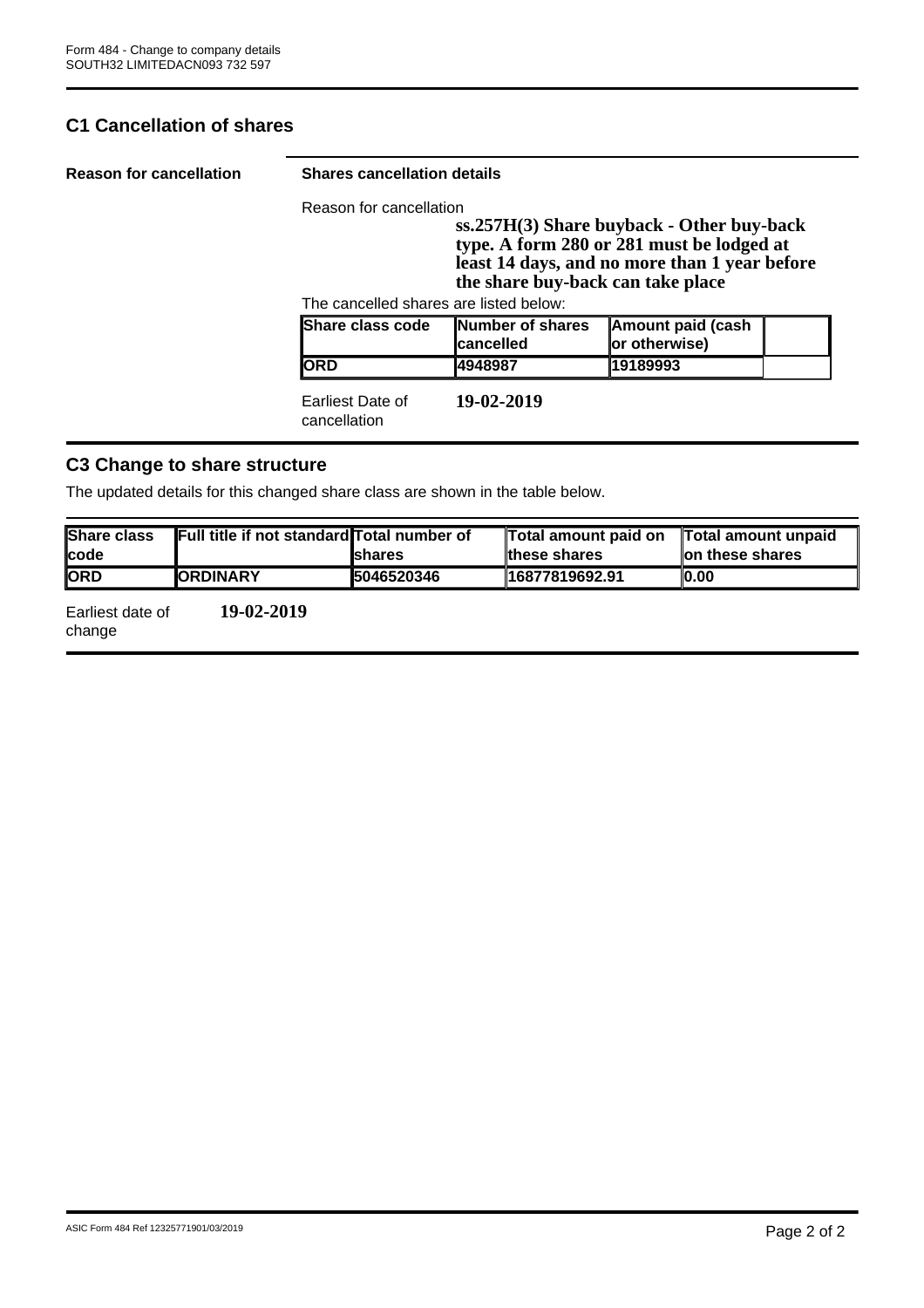## C1 Cancellation of shares

**Reason for cancellation**

**Shares cancellation details**

Reason for cancellation **ss.257H(3) Share buyback - Other buy-back type. A form 280 or 281 must be lodged at least 14 days, and no more than 1 year before the share buy-back can take place**

The cancelled shares are listed below:

| Share class code | Number of shares cancelled | Amount paid (cash or otherwise) | |
|---|---|---|---|
| ORD | 4948987 | 19189993 | |

Earliest Date of cancellation **19-02-2019**

## C3 Change to share structure

The updated details for this changed share class are shown in the table below.

| Share class code | Full title if not standard | Total number of shares | Total amount paid on these shares | Total amount unpaid on these shares |
|---|---|---|---|---|
| ORD | ORDINARY | 5046520346 | 16877819692.91 | 0.00 |

Earliest date of change **19-02-2019**

ASIC Form 484 Ref 12325771901/03/2019